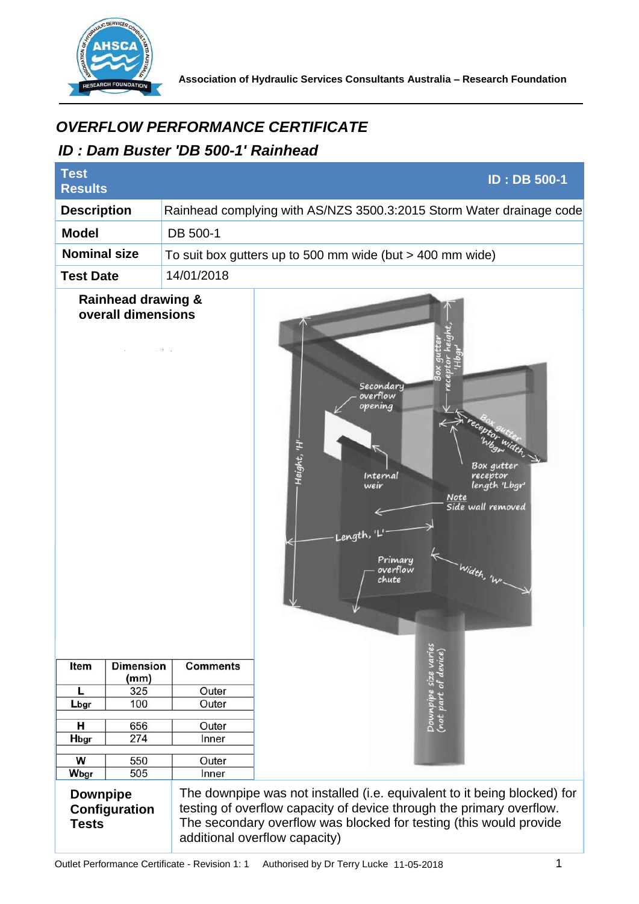Association of Hydraulic Services Consultants Australia – Research Foundation

# *OVERFLOW PERFORMANCE CERTIFICATE*

## *ID : Dam Buster 'DB 500-1' Rainhead*

| Test Results | ID : DB 500-1 |
|---|---|
| **Description** | Rainhead complying with AS/NZS 3500.3:2015 Storm Water drainage code |
| **Model** | DB 500-1 |
| **Nominal size** | To suit box gutters up to 500 mm wide (but > 400 mm wide) |
| **Test Date** | 14/01/2018 |

**Rainhead drawing & overall dimensions**

| Item | Dimension (mm) | Comments |
|---|---|---|
| L | 325 | Outer |
| Lbgr | 100 | Outer |
| | | |
| H | 656 | Outer |
| Hbgr | 274 | Inner |
| | | |
| W | 550 | Outer |
| Wbgr | 505 | Inner |

**Downpipe Configuration Tests**

The downpipe was not installed (i.e. equivalent to it being blocked) for testing of overflow capacity of device through the primary overflow. The secondary overflow was blocked for testing (this would provide additional overflow capacity)

Outlet Performance Certificate - Revision 1: 1 Authorised by Dr Terry Lucke 11-05-2018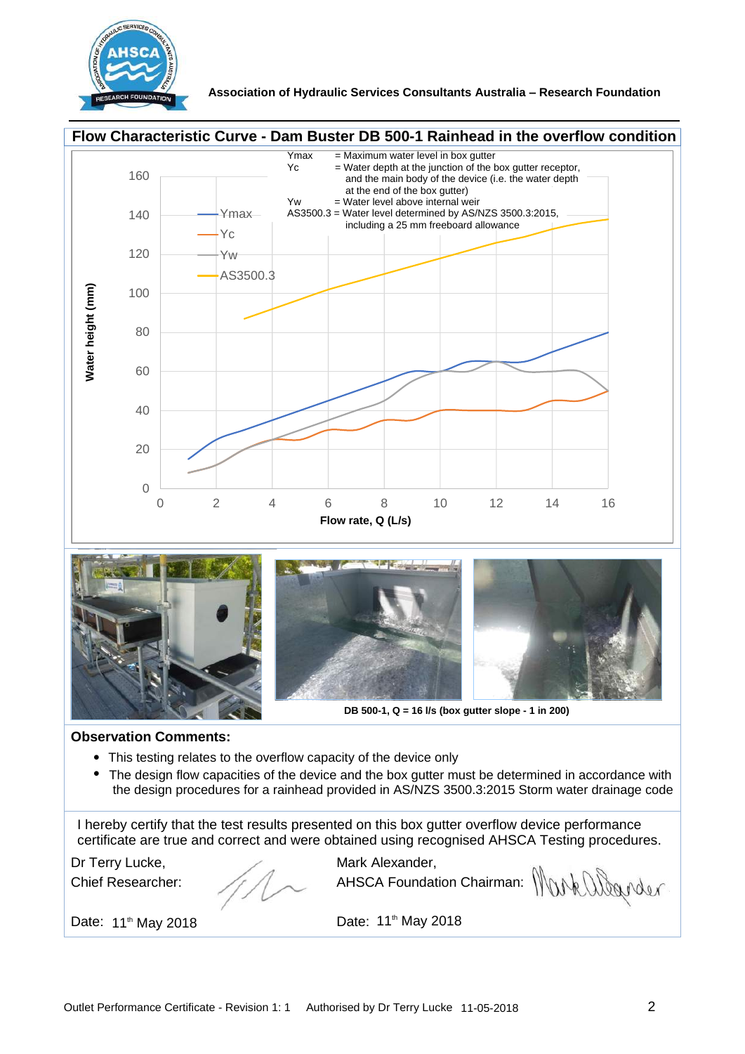Association of Hydraulic Services Consultants Australia – Research Foundation

## Flow Characteristic Curve - Dam Buster DB 500-1 Rainhead in the overflow condition

Ymax = Maximum water level in box gutter
Yc = Water depth at the junction of the box gutter receptor, and the main body of the device (i.e. the water depth at the end of the box gutter)
Yw = Water level above internal weir
AS3500.3 = Water level determined by AS/NZS 3500.3:2015, including a 25 mm freeboard allowance

Ymax
Yc
Yw
AS3500.3

Water height (mm)
160
140
120
100
80
60
40
20
0

0
2
4
6
8
10
12
14
16
Flow rate, Q (L/s)

DB 500-1, Q = 16 l/s (box gutter slope - 1 in 200)

**Observation Comments:**

- This testing relates to the overflow capacity of the device only
- The design flow capacities of the device and the box gutter must be determined in accordance with the design procedures for a rainhead provided in AS/NZS 3500.3:2015 Storm water drainage code

I hereby certify that the test results presented on this box gutter overflow device performance certificate are true and correct and were obtained using recognised AHSCA Testing procedures.

Dr Terry Lucke,
Chief Researcher:

Date: 11th May 2018

Mark Alexander,
AHSCA Foundation Chairman:

Date: 11th May 2018

Outlet Performance Certificate - Revision 1: 1 Authorised by Dr Terry Lucke 11-05-2018